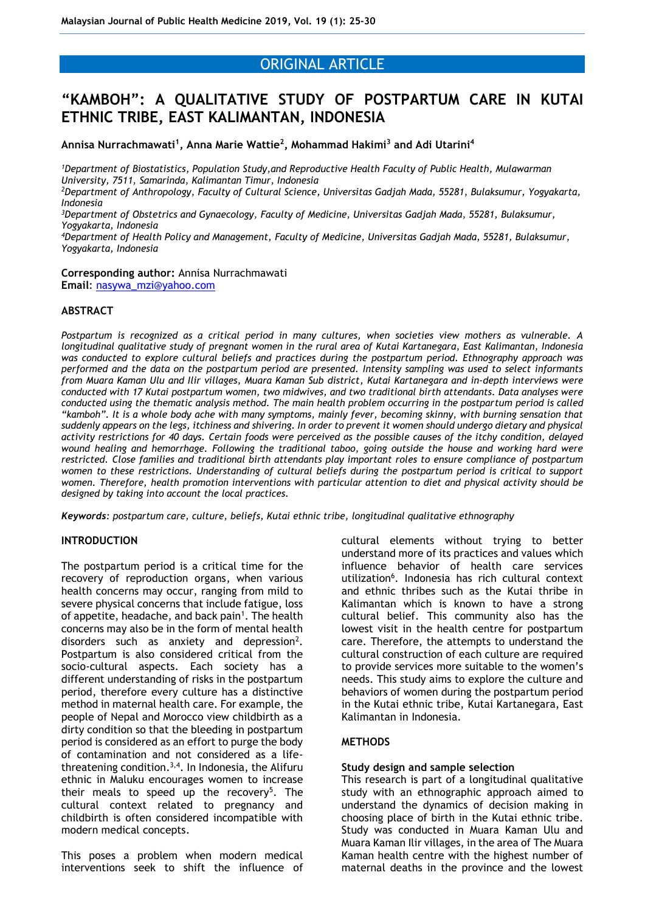ORIGINAL ARTICLE

# "KAMBOH": A QUALITATIVE STUDY OF POSTPARTUM CARE IN KUTAI ETHNIC TRIBE, EAST KALIMANTAN, INDONESIA

**Annisa Nurrachmawati[1], Anna Marie Wattie[2], Mohammad Hakimi[3] and Adi Utarini[4]**

*[1]Department of Biostatistics, Population Study,and Reproductive Health Faculty of Public Health, Mulawarman University, 7511, Samarinda, Kalimantan Timur, Indonesia*
*[2]Department of Anthropology, Faculty of Cultural Science, Universitas Gadjah Mada, 55281, Bulaksumur, Yogyakarta, Indonesia*
*[3]Department of Obstetrics and Gynaecology, Faculty of Medicine, Universitas Gadjah Mada, 55281, Bulaksumur, Yogyakarta, Indonesia*
*[4]Department of Health Policy and Management, Faculty of Medicine, Universitas Gadjah Mada, 55281, Bulaksumur, Yogyakarta, Indonesia*

**Corresponding author:** Annisa Nurrachmawati
**Email**: nasywa_mzi@yahoo.com

## ABSTRACT

*Postpartum is recognized as a critical period in many cultures, when societies view mothers as vulnerable. A longitudinal qualitative study of pregnant women in the rural area of Kutai Kartanegara, East Kalimantan, Indonesia was conducted to explore cultural beliefs and practices during the postpartum period. Ethnography approach was performed and the data on the postpartum period are presented. Intensity sampling was used to select informants from Muara Kaman Ulu and Ilir villages, Muara Kaman Sub district, Kutai Kartanegara and in-depth interviews were conducted with 17 Kutai postpartum women, two midwives, and two traditional birth attendants. Data analyses were conducted using the thematic analysis method. The main health problem occurring in the postpartum period is called "kamboh". It is a whole body ache with many symptoms, mainly fever, becoming skinny, with burning sensation that suddenly appears on the legs, itchiness and shivering. In order to prevent it women should undergo dietary and physical activity restrictions for 40 days. Certain foods were perceived as the possible causes of the itchy condition, delayed wound healing and hemorrhage. Following the traditional taboo, going outside the house and working hard were restricted. Close families and traditional birth attendants play important roles to ensure compliance of postpartum women to these restrictions. Understanding of cultural beliefs during the postpartum period is critical to support women. Therefore, health promotion interventions with particular attention to diet and physical activity should be designed by taking into account the local practices.*

***Keywords**: postpartum care, culture, beliefs, Kutai ethnic tribe, longitudinal qualitative ethnography*

## INTRODUCTION

The postpartum period is a critical time for the recovery of reproduction organs, when various health concerns may occur, ranging from mild to severe physical concerns that include fatigue, loss of appetite, headache, and back pain[1]. The health concerns may also be in the form of mental health disorders such as anxiety and depression[2]. Postpartum is also considered critical from the socio-cultural aspects. Each society has a different understanding of risks in the postpartum period, therefore every culture has a distinctive method in maternal health care. For example, the people of Nepal and Morocco view childbirth as a dirty condition so that the bleeding in postpartum period is considered as an effort to purge the body of contamination and not considered as a life-threatening condition.[3,4]. In Indonesia, the Alifuru ethnic in Maluku encourages women to increase their meals to speed up the recovery[5]. The cultural context related to pregnancy and childbirth is often considered incompatible with modern medical concepts.

This poses a problem when modern medical interventions seek to shift the influence of cultural elements without trying to better understand more of its practices and values which influence behavior of health care services utilization[6]. Indonesia has rich cultural context and ethnic thribes such as the Kutai thribe in Kalimantan which is known to have a strong cultural belief. This community also has the lowest visit in the health centre for postpartum care. Therefore, the attempts to understand the cultural construction of each culture are required to provide services more suitable to the women's needs. This study aims to explore the culture and behaviors of women during the postpartum period in the Kutai ethnic tribe, Kutai Kartanegara, East Kalimantan in Indonesia.

## METHODS

### Study design and sample selection

This research is part of a longitudinal qualitative study with an ethnographic approach aimed to understand the dynamics of decision making in choosing place of birth in the Kutai ethnic tribe. Study was conducted in Muara Kaman Ulu and Muara Kaman Ilir villages, in the area of The Muara Kaman health centre with the highest number of maternal deaths in the province and the lowest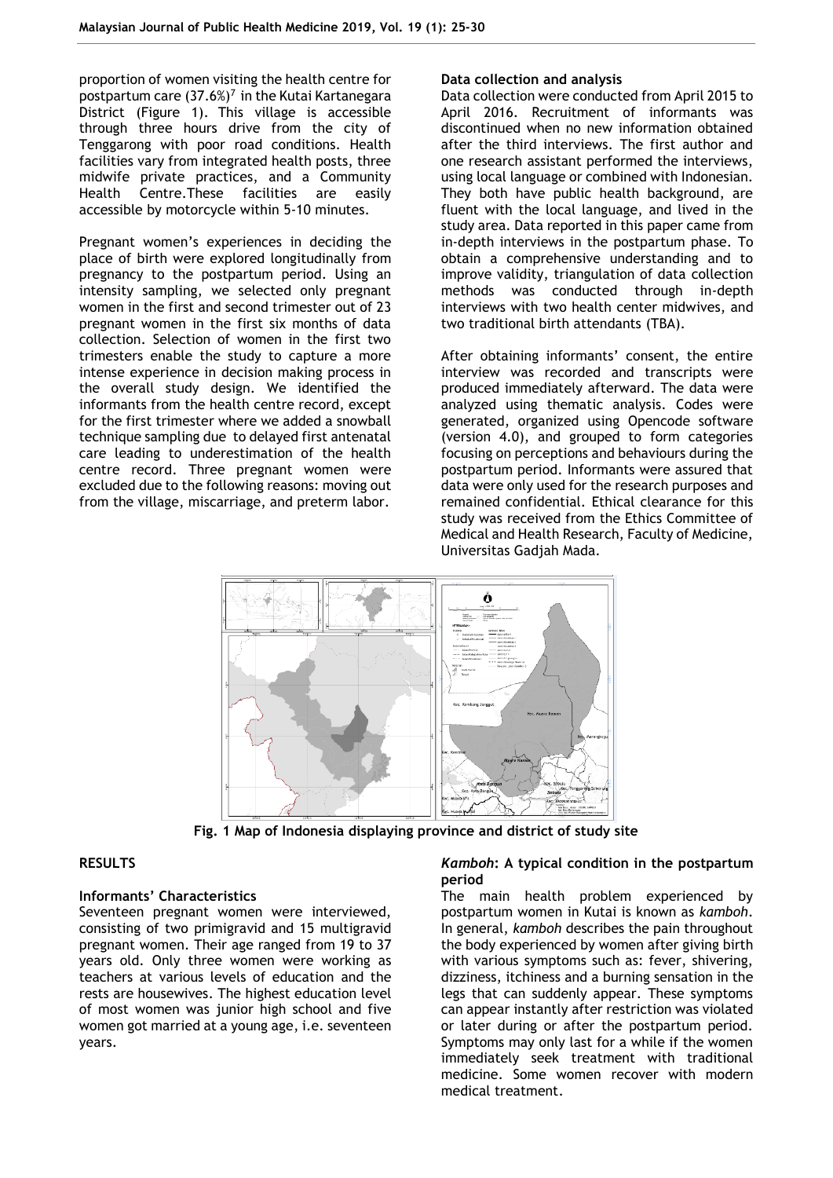proportion of women visiting the health centre for postpartum care (37.6%)[7] in the Kutai Kartanegara District (Figure 1). This village is accessible through three hours drive from the city of Tenggarong with poor road conditions. Health facilities vary from integrated health posts, three midwife private practices, and a Community Health Centre.These facilities are easily accessible by motorcycle within 5-10 minutes.

Pregnant women's experiences in deciding the place of birth were explored longitudinally from pregnancy to the postpartum period. Using an intensity sampling, we selected only pregnant women in the first and second trimester out of 23 pregnant women in the first six months of data collection. Selection of women in the first two trimesters enable the study to capture a more intense experience in decision making process in the overall study design. We identified the informants from the health centre record, except for the first trimester where we added a snowball technique sampling due to delayed first antenatal care leading to underestimation of the health centre record. Three pregnant women were excluded due to the following reasons: moving out from the village, miscarriage, and preterm labor.

**Data collection and analysis**

Data collection were conducted from April 2015 to April 2016. Recruitment of informants was discontinued when no new information obtained after the third interviews. The first author and one research assistant performed the interviews, using local language or combined with Indonesian. They both have public health background, are fluent with the local language, and lived in the study area. Data reported in this paper came from in-depth interviews in the postpartum phase. To obtain a comprehensive understanding and to improve validity, triangulation of data collection methods was conducted through in-depth interviews with two health center midwives, and two traditional birth attendants (TBA).

After obtaining informants' consent, the entire interview was recorded and transcripts were produced immediately afterward. The data were analyzed using thematic analysis. Codes were generated, organized using Opencode software (version 4.0), and grouped to form categories focusing on perceptions and behaviours during the postpartum period. Informants were assured that data were only used for the research purposes and remained confidential. Ethical clearance for this study was received from the Ethics Committee of Medical and Health Research, Faculty of Medicine, Universitas Gadjah Mada.

**Fig. 1 Map of Indonesia displaying province and district of study site**

## RESULTS

**Informants' Characteristics**

Seventeen pregnant women were interviewed, consisting of two primigravid and 15 multigravid pregnant women. Their age ranged from 19 to 37 years old. Only three women were working as teachers at various levels of education and the rests are housewives. The highest education level of most women was junior high school and five women got married at a young age, i.e. seventeen years.

***Kamboh*: A typical condition in the postpartum period**

The main health problem experienced by postpartum women in Kutai is known as *kamboh*. In general, *kamboh* describes the pain throughout the body experienced by women after giving birth with various symptoms such as: fever, shivering, dizziness, itchiness and a burning sensation in the legs that can suddenly appear. These symptoms can appear instantly after restriction was violated or later during or after the postpartum period. Symptoms may only last for a while if the women immediately seek treatment with traditional medicine. Some women recover with modern medical treatment.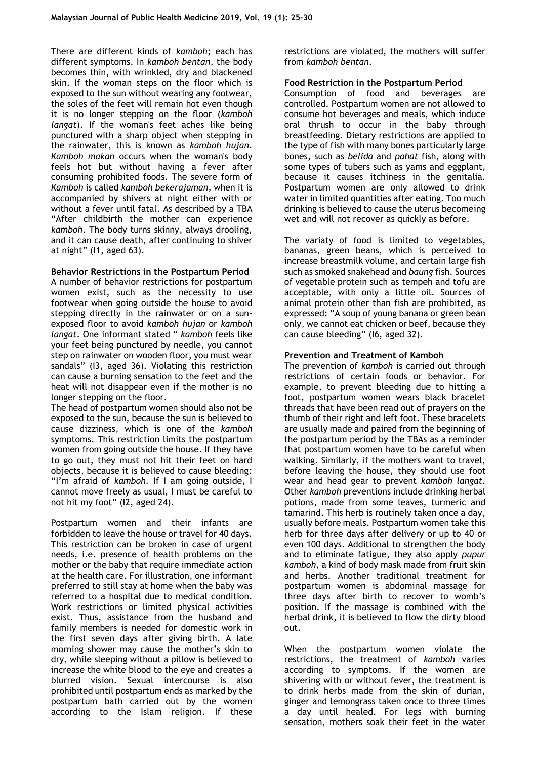There are different kinds of *kamboh*; each has different symptoms. In *kamboh bentan*, the body becomes thin, with wrinkled, dry and blackened skin. If the woman steps on the floor which is exposed to the sun without wearing any footwear, the soles of the feet will remain hot even though it is no longer stepping on the floor (*kamboh langat*). If the woman's feet aches like being punctured with a sharp object when stepping in the rainwater, this is known as *kamboh hujan*. *Kamboh makan* occurs when the woman's body feels hot but without having a fever after consuming prohibited foods. The severe form of *Kamboh* is called *kamboh bekerajaman,* when it is accompanied by shivers at night either with or without a fever until fatal. As described by a TBA "After childbirth the mother can experience *kamboh*. The body turns skinny, always drooling, and it can cause death, after continuing to shiver at night" (I1, aged 63).

**Behavior Restrictions in the Postpartum Period**

A number of behavior restrictions for postpartum women exist, such as the necessity to use footwear when going outside the house to avoid stepping directly in the rainwater or on a sun-exposed floor to avoid *kamboh hujan* or *kamboh langat*. One informant stated " *kamboh* feels like your feet being punctured by needle, you cannot step on rainwater on wooden floor, you must wear sandals" (I3, aged 36). Violating this restriction can cause a burning sensation to the feet and the heat will not disappear even if the mother is no longer stepping on the floor.

The head of postpartum women should also not be exposed to the sun, because the sun is believed to cause dizziness, which is one of the *kamboh* symptoms. This restriction limits the postpartum women from going outside the house. If they have to go out, they must not hit their feet on hard objects, because it is believed to cause bleeding: "I'm afraid of *kamboh*. If I am going outside, I cannot move freely as usual, I must be careful to not hit my foot" (I2, aged 24).

Postpartum women and their infants are forbidden to leave the house or travel for 40 days. This restriction can be broken in case of urgent needs, i.e. presence of health problems on the mother or the baby that require immediate action at the health care. For illustration, one informant preferred to still stay at home when the baby was referred to a hospital due to medical condition. Work restrictions or limited physical activities exist. Thus, assistance from the husband and family members is needed for domestic work in the first seven days after giving birth. A late morning shower may cause the mother's skin to dry, while sleeping without a pillow is believed to increase the white blood to the eye and creates a blurred vision. Sexual intercourse is also prohibited until postpartum ends as marked by the postpartum bath carried out by the women according to the Islam religion. If these restrictions are violated, the mothers will suffer from *kamboh bentan*.

**Food Restriction in the Postpartum Period**

Consumption of food and beverages are controlled. Postpartum women are not allowed to consume hot beverages and meals, which induce oral thrush to occur in the baby through breastfeeding. Dietary restrictions are applied to the type of fish with many bones particularly large bones, such as *belida* and *pahat* fish, along with some types of tubers such as yams and eggplant, because it causes itchiness in the genitalia. Postpartum women are only allowed to drink water in limited quantities after eating. Too much drinking is believed to cause the uterus becomeing wet and will not recover as quickly as before.

The variaty of food is limited to vegetables, bananas, green beans, which is perceived to increase breastmilk volume, and certain large fish such as smoked snakehead and *baung* fish. Sources of vegetable protein such as tempeh and tofu are acceptable, with only a little oil. Sources of animal protein other than fish are prohibited, as expressed: "A soup of young banana or green bean only, we cannot eat chicken or beef, because they can cause bleeding" (I6, aged 32).

**Prevention and Treatment of Kamboh**

The prevention of *kamboh* is carried out through restrictions of certain foods or behavior. For example, to prevent bleeding due to hitting a foot, postpartum women wears black bracelet threads that have been read out of prayers on the thumb of their right and left foot. These bracelets are usually made and paired from the beginning of the postpartum period by the TBAs as a reminder that postpartum women have to be careful when walking. Similarly, if the mothers want to travel, before leaving the house, they should use foot wear and head gear to prevent *kamboh langat*. Other *kamboh* preventions include drinking herbal potions, made from some leaves, turmeric and tamarind. This herb is routinely taken once a day, usually before meals. Postpartum women take this herb for three days after delivery or up to 40 or even 100 days. Additional to strengthen the body and to eliminate fatigue, they also apply *pupur kamboh*, a kind of body mask made from fruit skin and herbs. Another traditional treatment for postpartum women is abdominal massage for three days after birth to recover to womb's position. If the massage is combined with the herbal drink, it is believed to flow the dirty blood out.

When the postpartum women violate the restrictions, the treatment of *kamboh* varies according to symptoms. If the women are shivering with or without fever, the treatment is to drink herbs made from the skin of durian, ginger and lemongrass taken once to three times a day until healed. For legs with burning sensation, mothers soak their feet in the water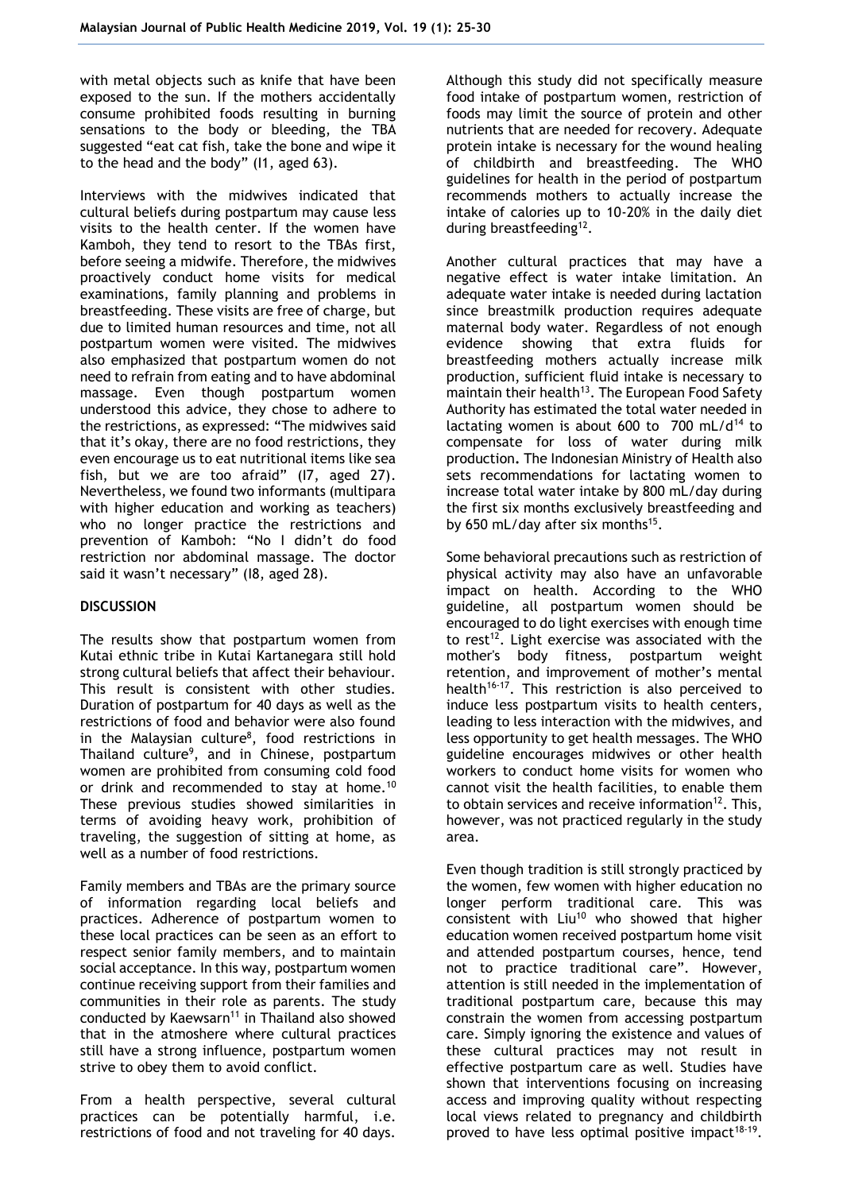with metal objects such as knife that have been exposed to the sun. If the mothers accidentally consume prohibited foods resulting in burning sensations to the body or bleeding, the TBA suggested "eat cat fish, take the bone and wipe it to the head and the body" (I1, aged 63).

Interviews with the midwives indicated that cultural beliefs during postpartum may cause less visits to the health center. If the women have Kamboh, they tend to resort to the TBAs first, before seeing a midwife. Therefore, the midwives proactively conduct home visits for medical examinations, family planning and problems in breastfeeding. These visits are free of charge, but due to limited human resources and time, not all postpartum women were visited. The midwives also emphasized that postpartum women do not need to refrain from eating and to have abdominal massage. Even though postpartum women understood this advice, they chose to adhere to the restrictions, as expressed: "The midwives said that it's okay, there are no food restrictions, they even encourage us to eat nutritional items like sea fish, but we are too afraid" (I7, aged 27). Nevertheless, we found two informants (multipara with higher education and working as teachers) who no longer practice the restrictions and prevention of Kamboh: "No I didn't do food restriction nor abdominal massage. The doctor said it wasn't necessary" (I8, aged 28).

## DISCUSSION

The results show that postpartum women from Kutai ethnic tribe in Kutai Kartanegara still hold strong cultural beliefs that affect their behaviour. This result is consistent with other studies. Duration of postpartum for 40 days as well as the restrictions of food and behavior were also found in the Malaysian culture[8], food restrictions in Thailand culture[9], and in Chinese, postpartum women are prohibited from consuming cold food or drink and recommended to stay at home.[10] These previous studies showed similarities in terms of avoiding heavy work, prohibition of traveling, the suggestion of sitting at home, as well as a number of food restrictions.

Family members and TBAs are the primary source of information regarding local beliefs and practices. Adherence of postpartum women to these local practices can be seen as an effort to respect senior family members, and to maintain social acceptance. In this way, postpartum women continue receiving support from their families and communities in their role as parents. The study conducted by Kaewsarn[11] in Thailand also showed that in the atmoshere where cultural practices still have a strong influence, postpartum women strive to obey them to avoid conflict.

From a health perspective, several cultural practices can be potentially harmful, i.e. restrictions of food and not traveling for 40 days. Although this study did not specifically measure food intake of postpartum women, restriction of foods may limit the source of protein and other nutrients that are needed for recovery. Adequate protein intake is necessary for the wound healing of childbirth and breastfeeding. The WHO guidelines for health in the period of postpartum recommends mothers to actually increase the intake of calories up to 10-20% in the daily diet during breastfeeding[12].

Another cultural practices that may have a negative effect is water intake limitation. An adequate water intake is needed during lactation since breastmilk production requires adequate maternal body water. Regardless of not enough evidence showing that extra fluids for breastfeeding mothers actually increase milk production, sufficient fluid intake is necessary to maintain their health[13]. The European Food Safety Authority has estimated the total water needed in lactating women is about 600 to 700 mL/d[14] to compensate for loss of water during milk production. The Indonesian Ministry of Health also sets recommendations for lactating women to increase total water intake by 800 mL/day during the first six months exclusively breastfeeding and by 650 mL/day after six months[15].

Some behavioral precautions such as restriction of physical activity may also have an unfavorable impact on health. According to the WHO guideline, all postpartum women should be encouraged to do light exercises with enough time to rest[12]. Light exercise was associated with the mother's body fitness, postpartum weight retention, and improvement of mother's mental health[16-17]. This restriction is also perceived to induce less postpartum visits to health centers, leading to less interaction with the midwives, and less opportunity to get health messages. The WHO guideline encourages midwives or other health workers to conduct home visits for women who cannot visit the health facilities, to enable them to obtain services and receive information[12]. This, however, was not practiced regularly in the study area.

Even though tradition is still strongly practiced by the women, few women with higher education no longer perform traditional care. This was consistent with Liu[10] who showed that higher education women received postpartum home visit and attended postpartum courses, hence, tend not to practice traditional care". However, attention is still needed in the implementation of traditional postpartum care, because this may constrain the women from accessing postpartum care. Simply ignoring the existence and values of these cultural practices may not result in effective postpartum care as well. Studies have shown that interventions focusing on increasing access and improving quality without respecting local views related to pregnancy and childbirth proved to have less optimal positive impact[18-19].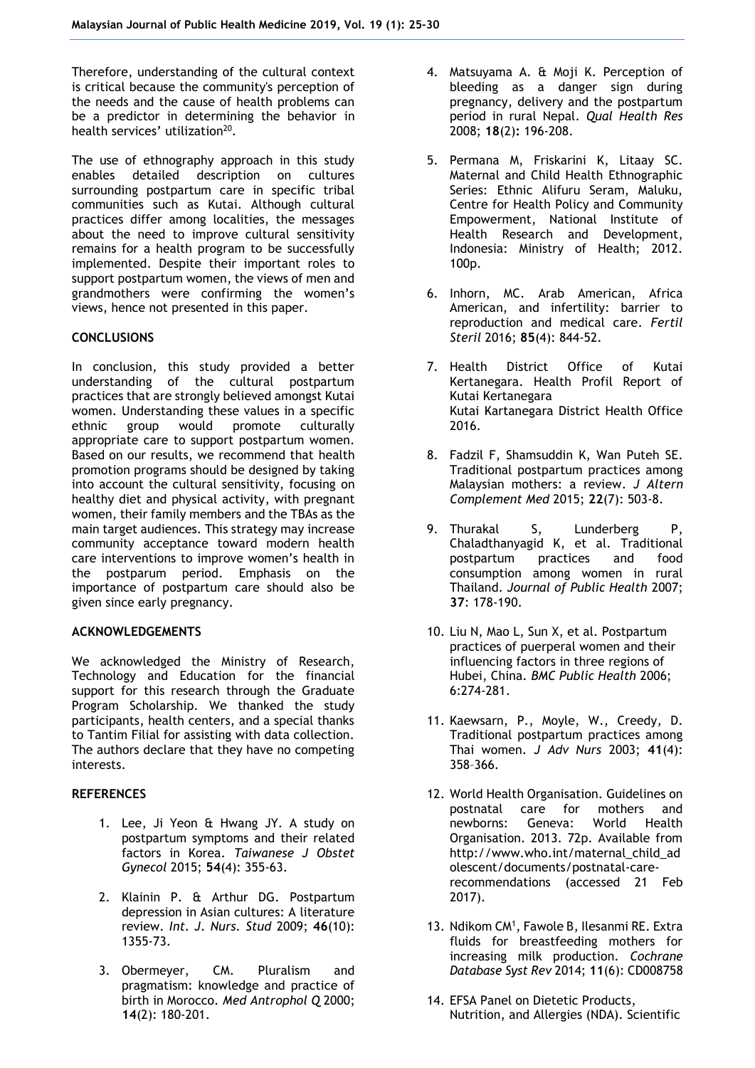Therefore, understanding of the cultural context is critical because the community's perception of the needs and the cause of health problems can be a predictor in determining the behavior in health services' utilization[20].

The use of ethnography approach in this study enables detailed description on cultures surrounding postpartum care in specific tribal communities such as Kutai. Although cultural practices differ among localities, the messages about the need to improve cultural sensitivity remains for a health program to be successfully implemented. Despite their important roles to support postpartum women, the views of men and grandmothers were confirming the women's views, hence not presented in this paper.

## CONCLUSIONS

In conclusion, this study provided a better understanding of the cultural postpartum practices that are strongly believed amongst Kutai women. Understanding these values in a specific ethnic group would promote culturally appropriate care to support postpartum women. Based on our results, we recommend that health promotion programs should be designed by taking into account the cultural sensitivity, focusing on healthy diet and physical activity, with pregnant women, their family members and the TBAs as the main target audiences. This strategy may increase community acceptance toward modern health care interventions to improve women's health in the postparum period. Emphasis on the importance of postpartum care should also be given since early pregnancy.

## ACKNOWLEDGEMENTS

We acknowledged the Ministry of Research, Technology and Education for the financial support for this research through the Graduate Program Scholarship. We thanked the study participants, health centers, and a special thanks to Tantim Filial for assisting with data collection. The authors declare that they have no competing interests.

## REFERENCES

1. Lee, Ji Yeon & Hwang JY. A study on postpartum symptoms and their related factors in Korea. *Taiwanese J Obstet Gynecol* 2015; **54**(4): 355-63.
2. Klainin P. & Arthur DG. Postpartum depression in Asian cultures: A literature review. *Int. J. Nurs. Stud* 2009; **46**(10): 1355-73.
3. Obermeyer, CM. Pluralism and pragmatism: knowledge and practice of birth in Morocco. *Med Antrophol Q* 2000; **14**(2): 180-201.
4. Matsuyama A. & Moji K. Perception of bleeding as a danger sign during pregnancy, delivery and the postpartum period in rural Nepal. *Qual Health Res* 2008; **18**(2): 196-208.
5. Permana M, Friskarini K, Litaay SC. Maternal and Child Health Ethnographic Series: Ethnic Alifuru Seram, Maluku, Centre for Health Policy and Community Empowerment, National Institute of Health Research and Development, Indonesia: Ministry of Health; 2012. 100p.
6. Inhorn, MC. Arab American, Africa American, and infertility: barrier to reproduction and medical care. *Fertil Steril* 2016; **85**(4): 844-52.
7. Health District Office of Kutai Kertanegara. Health Profil Report of Kutai Kertanegara
   Kutai Kartanegara District Health Office 2016.
8. Fadzil F, Shamsuddin K, Wan Puteh SE. Traditional postpartum practices among Malaysian mothers: a review. *J Altern Complement Med* 2015; **22**(7): 503-8.
9. Thurakal S, Lunderberg P, Chaladthanyagid K, et al. Traditional postpartum practices and food consumption among women in rural Thailand. *Journal of Public Health* 2007; **37**: 178-190.
10. Liu N, Mao L, Sun X, et al. Postpartum practices of puerperal women and their influencing factors in three regions of Hubei, China. *BMC Public Health* 2006; 6:274-281.
11. Kaewsarn, P., Moyle, W., Creedy, D. Traditional postpartum practices among Thai women. *J Adv Nurs* 2003; **41**(4): 358–366.
12. World Health Organisation. Guidelines on postnatal care for mothers and newborns: Geneva: World Health Organisation. 2013. 72p. Available from http://www.who.int/maternal_child_adolescent/documents/postnatal-care-recommendations (accessed 21 Feb 2017).
13. Ndikom CM[1], Fawole B, Ilesanmi RE. Extra fluids for breastfeeding mothers for increasing milk production. *Cochrane Database Syst Rev* 2014; **11**(6): CD008758
14. EFSA Panel on Dietetic Products, Nutrition, and Allergies (NDA). Scientific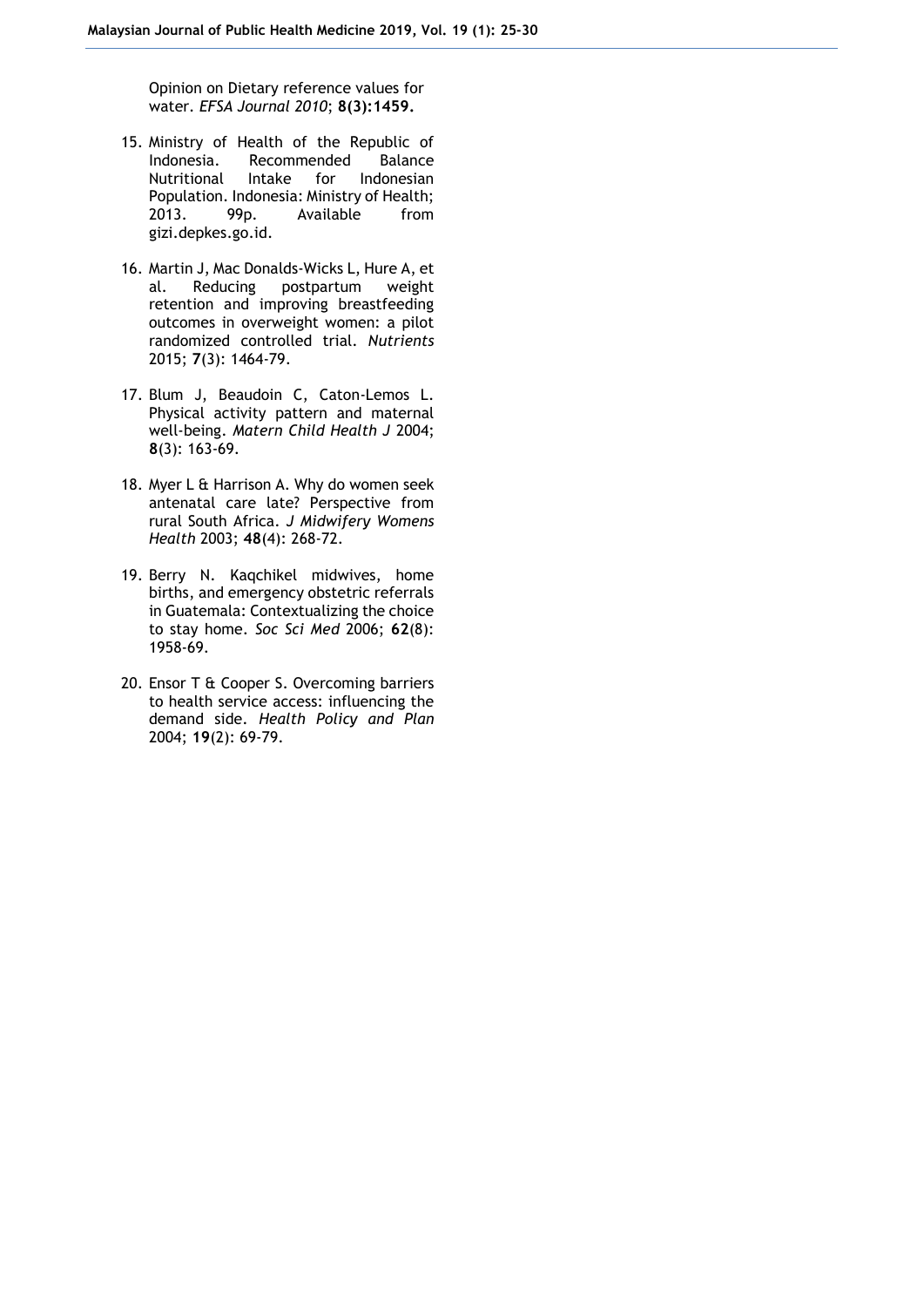Opinion on Dietary reference values for water. *EFSA Journal 2010*; **8(3):1459.**

15. Ministry of Health of the Republic of Indonesia. Recommended Balance Nutritional Intake for Indonesian Population. Indonesia: Ministry of Health; 2013. 99p. Available from gizi.depkes.go.id.

16. Martin J, Mac Donalds-Wicks L, Hure A, et al. Reducing postpartum weight retention and improving breastfeeding outcomes in overweight women: a pilot randomized controlled trial. *Nutrients* 2015; **7**(3): 1464-79.

17. Blum J, Beaudoin C, Caton-Lemos L. Physical activity pattern and maternal well-being. *Matern Child Health J* 2004; **8**(3): 163-69.

18. Myer L & Harrison A. Why do women seek antenatal care late? Perspective from rural South Africa. *J Midwifery Womens Health* 2003; **48**(4): 268-72.

19. Berry N. Kaqchikel midwives, home births, and emergency obstetric referrals in Guatemala: Contextualizing the choice to stay home. *Soc Sci Med* 2006; **62**(8): 1958-69.

20. Ensor T & Cooper S. Overcoming barriers to health service access: influencing the demand side. *Health Policy and Plan* 2004; **19**(2): 69-79.